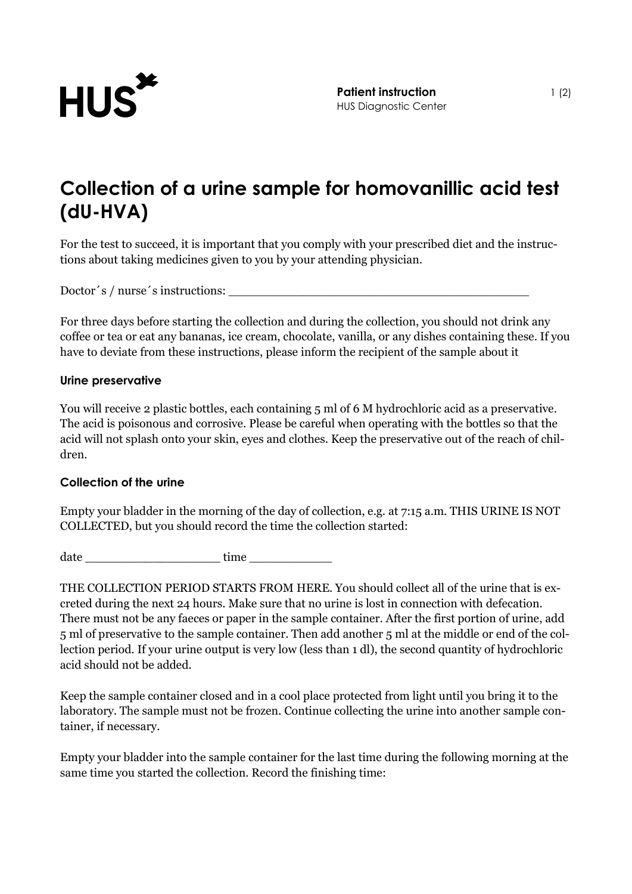# Collection of a urine sample for homovanillic acid test (dU-HVA)

For the test to succeed, it is important that you comply with your prescribed diet and the instructions about taking medicines given to you by your attending physician.

Doctor´s / nurse´s instructions: ________________________________________

For three days before starting the collection and during the collection, you should not drink any coffee or tea or eat any bananas, ice cream, chocolate, vanilla, or any dishes containing these. If you have to deviate from these instructions, please inform the recipient of the sample about it

### Urine preservative

You will receive 2 plastic bottles, each containing 5 ml of 6 M hydrochloric acid as a preservative. The acid is poisonous and corrosive. Please be careful when operating with the bottles so that the acid will not splash onto your skin, eyes and clothes. Keep the preservative out of the reach of children.

### Collection of the urine

Empty your bladder in the morning of the day of collection, e.g. at 7:15 a.m. THIS URINE IS NOT COLLECTED, but you should record the time the collection started:

date __________________ time ___________

THE COLLECTION PERIOD STARTS FROM HERE. You should collect all of the urine that is excreted during the next 24 hours. Make sure that no urine is lost in connection with defecation. There must not be any faeces or paper in the sample container. After the first portion of urine, add 5 ml of preservative to the sample container. Then add another 5 ml at the middle or end of the collection period. If your urine output is very low (less than 1 dl), the second quantity of hydrochloric acid should not be added.

Keep the sample container closed and in a cool place protected from light until you bring it to the laboratory. The sample must not be frozen. Continue collecting the urine into another sample container, if necessary.

Empty your bladder into the sample container for the last time during the following morning at the same time you started the collection. Record the finishing time: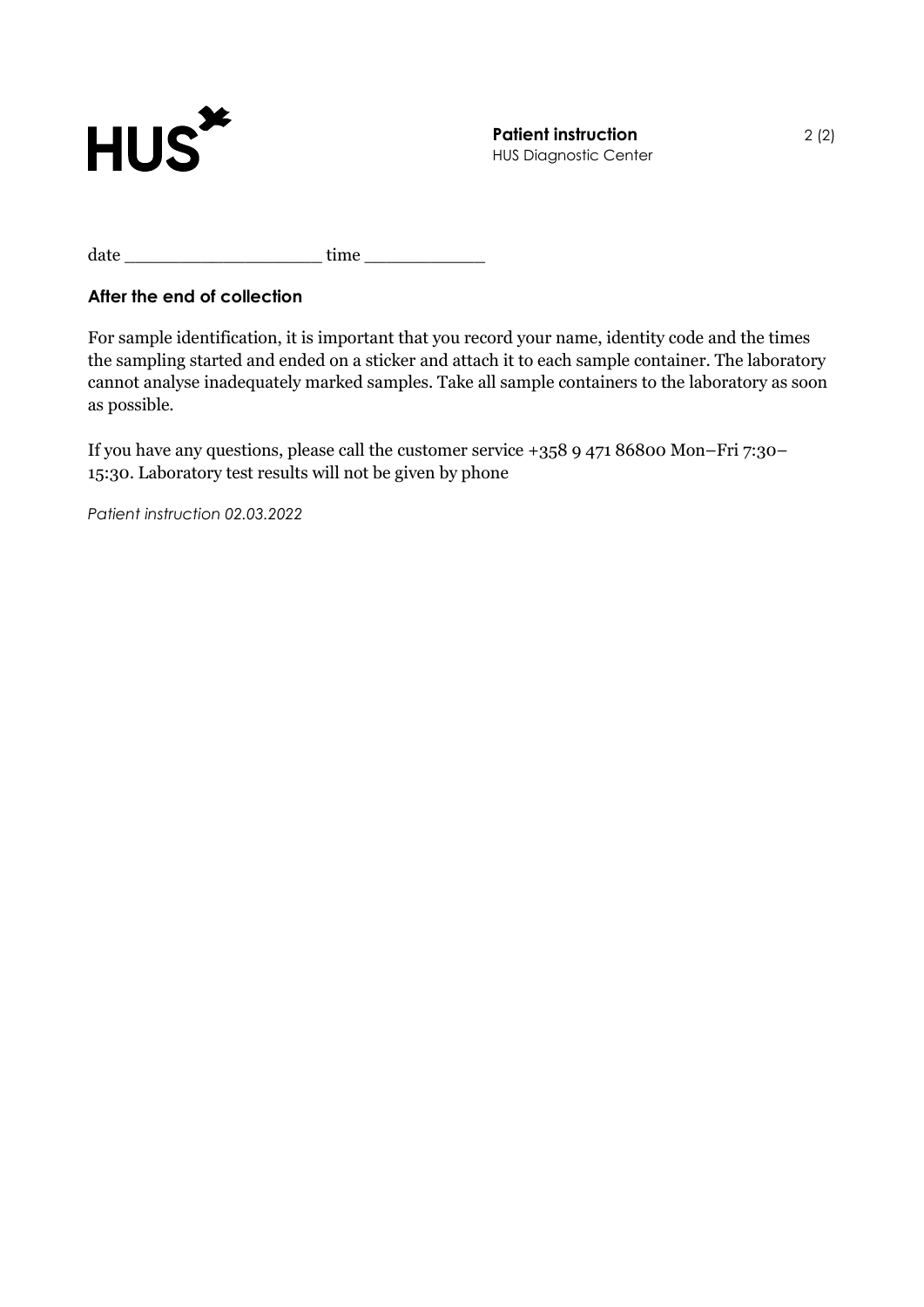date ___________________ time ____________

### After the end of collection

For sample identification, it is important that you record your name, identity code and the times the sampling started and ended on a sticker and attach it to each sample container. The laboratory cannot analyse inadequately marked samples. Take all sample containers to the laboratory as soon as possible.

If you have any questions, please call the customer service +358 9 471 86800 Mon–Fri 7:30–15:30. Laboratory test results will not be given by phone

*Patient instruction 02.03.2022*